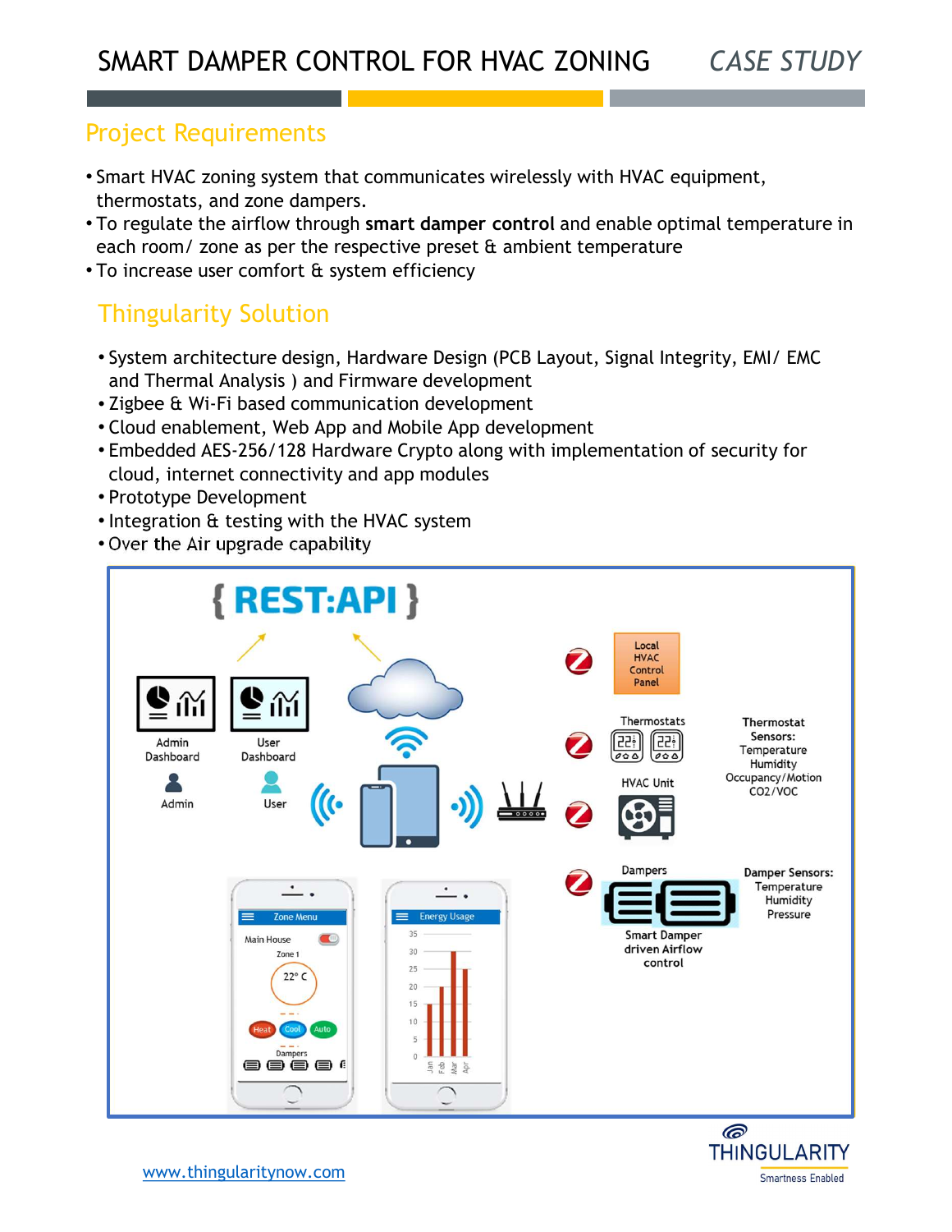# SMART DAMPER CONTROL FOR HVAC ZONING

*CASE STUDY*

## Project Requirements

- Smart HVAC zoning system that communicates wirelessly with HVAC equipment, thermostats, and zone dampers.
- To regulate the airflow through **smart damper control** and enable optimal temperature in each room/ zone as per the respective preset & ambient temperature
- To increase user comfort & system efficiency

## Thingularity Solution

- System architecture design, Hardware Design (PCB Layout, Signal Integrity, EMI/ EMC and Thermal Analysis ) and Firmware development
- Zigbee & Wi-Fi based communication development
- Cloud enablement, Web App and Mobile App development
- Embedded AES-256/128 Hardware Crypto along with implementation of security for cloud, internet connectivity and app modules
- Prototype Development
- Integration & testing with the HVAC system
- Over the Air upgrade capability

www.thingularitynow.com

THINGULARITY
Smartness Enabled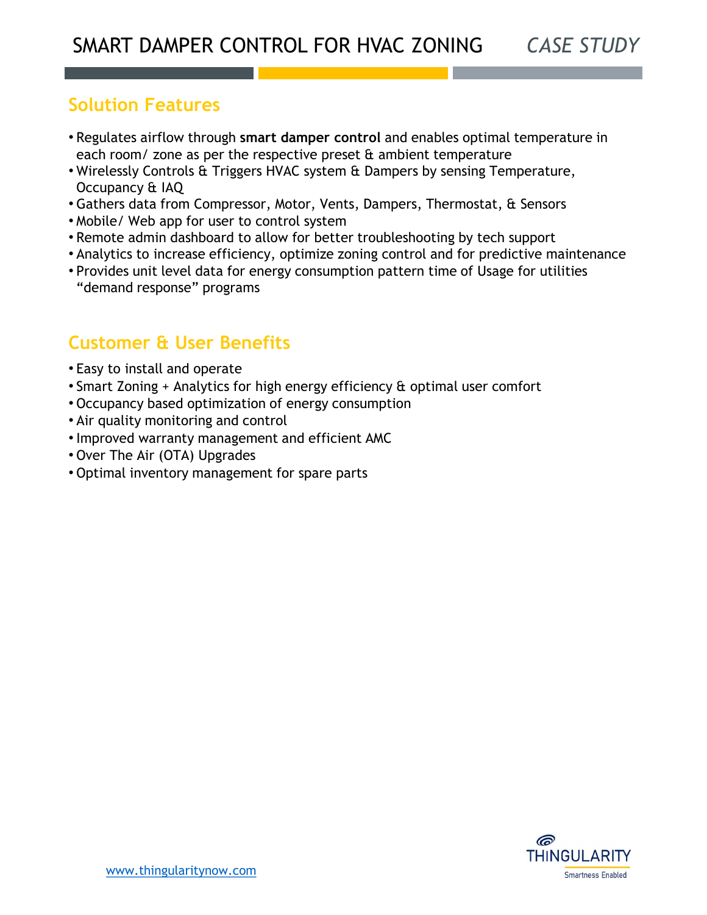## Solution Features

- Regulates airflow through **smart damper control** and enables optimal temperature in each room/ zone as per the respective preset & ambient temperature
- Wirelessly Controls & Triggers HVAC system & Dampers by sensing Temperature, Occupancy & IAQ
- Gathers data from Compressor, Motor, Vents, Dampers, Thermostat, & Sensors
- Mobile/ Web app for user to control system
- Remote admin dashboard to allow for better troubleshooting by tech support
- Analytics to increase efficiency, optimize zoning control and for predictive maintenance
- Provides unit level data for energy consumption pattern time of Usage for utilities "demand response" programs

## Customer & User Benefits

- Easy to install and operate
- Smart Zoning + Analytics for high energy efficiency & optimal user comfort
- Occupancy based optimization of energy consumption
- Air quality monitoring and control
- Improved warranty management and efficient AMC
- Over The Air (OTA) Upgrades
- Optimal inventory management for spare parts

www.thingularitynow.com

THINGULARITY
Smartness Enabled